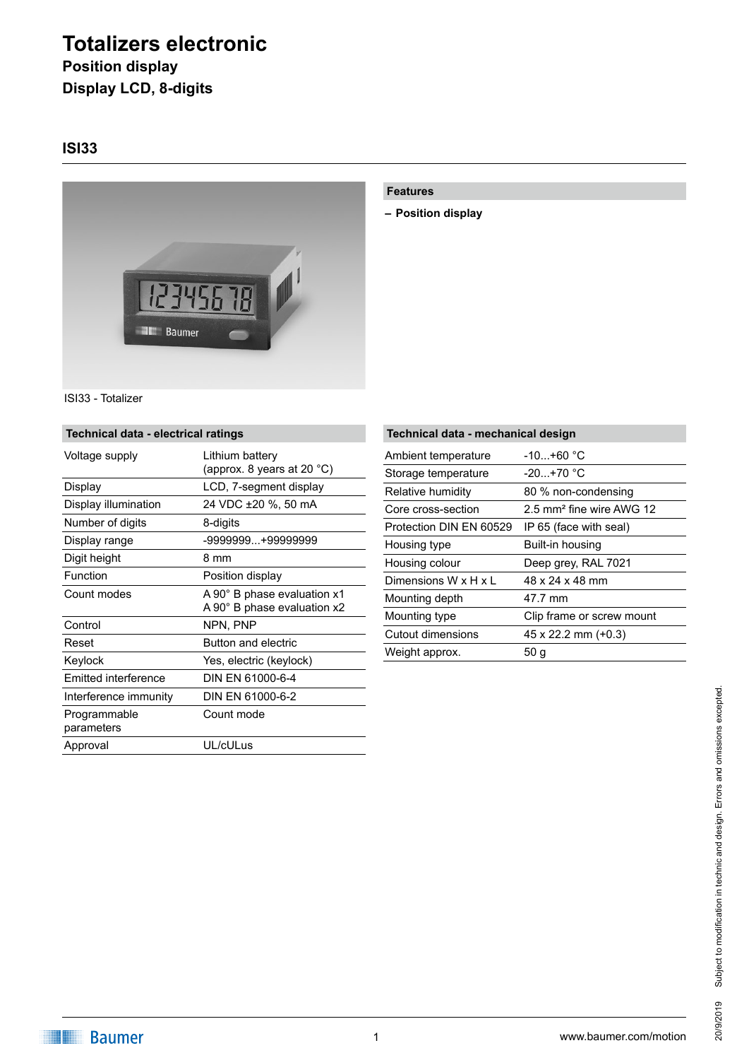# Totalizers electronic

## Position display

## Display LCD, 8-digits

## ISI33

ISI33 - Totalizer

### Features

– **Position display**

### Technical data - electrical ratings

| | |
|---|---|
| Voltage supply | Lithium battery (approx. 8 years at 20 °C) |
| Display | LCD, 7-segment display |
| Display illumination | 24 VDC ±20 %, 50 mA |
| Number of digits | 8-digits |
| Display range | -9999999...+99999999 |
| Digit height | 8 mm |
| Function | Position display |
| Count modes | A 90° B phase evaluation x1<br>A 90° B phase evaluation x2 |
| Control | NPN, PNP |
| Reset | Button and electric |
| Keylock | Yes, electric (keylock) |
| Emitted interference | DIN EN 61000-6-4 |
| Interference immunity | DIN EN 61000-6-2 |
| Programmable parameters | Count mode |
| Approval | UL/cULus |

### Technical data - mechanical design

| | |
|---|---|
| Ambient temperature | -10...+60 °C |
| Storage temperature | -20...+70 °C |
| Relative humidity | 80 % non-condensing |
| Core cross-section | 2.5 mm² fine wire AWG 12 |
| Protection DIN EN 60529 | IP 65 (face with seal) |
| Housing type | Built-in housing |
| Housing colour | Deep grey, RAL 7021 |
| Dimensions W x H x L | 48 x 24 x 48 mm |
| Mounting depth | 47.7 mm |
| Mounting type | Clip frame or screw mount |
| Cutout dimensions | 45 x 22.2 mm (+0.3) |
| Weight approx. | 50 g |

Subject to modification in technic and design. Errors and omissions excepted.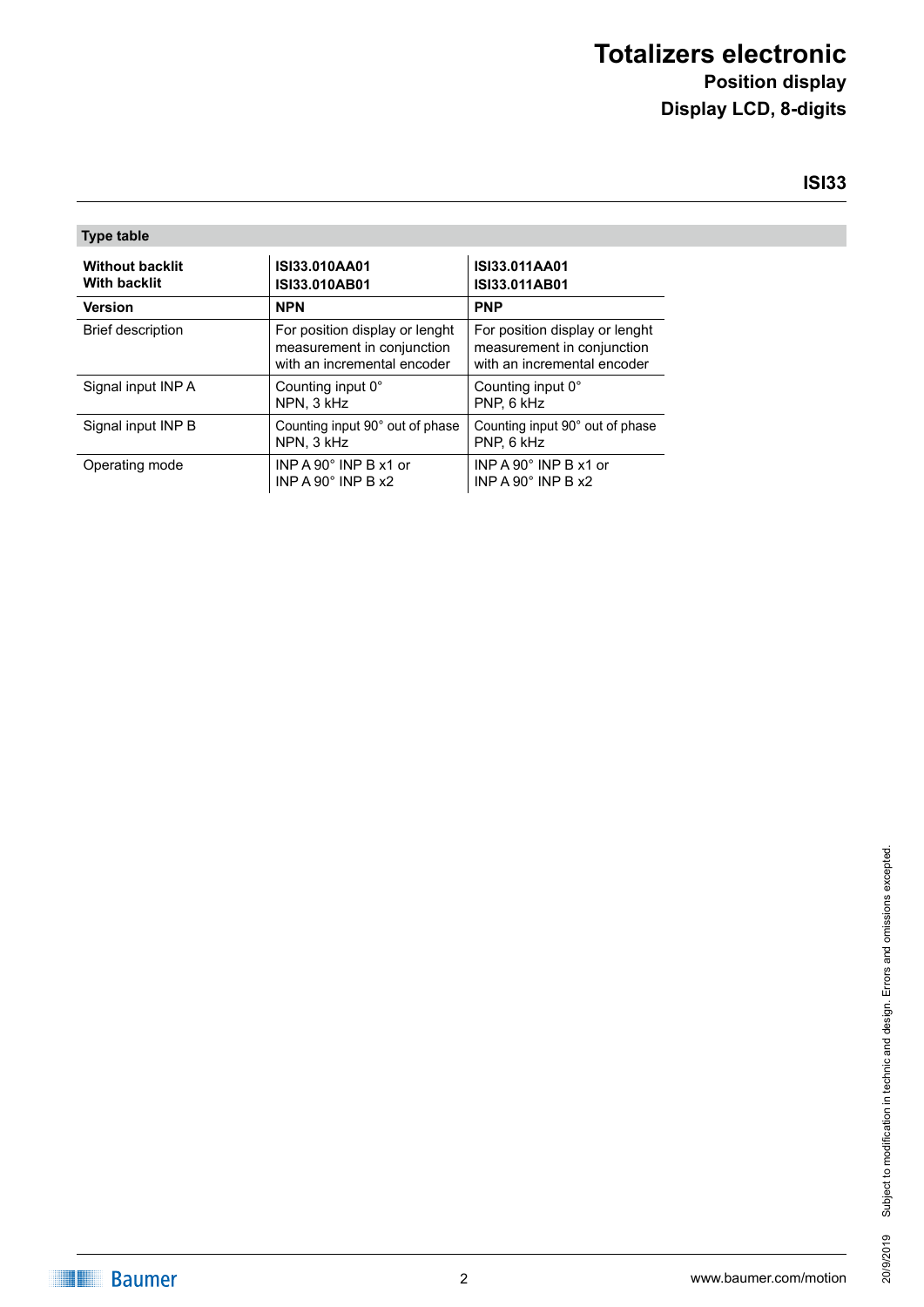# Totalizers electronic

**Position display**

**Display LCD, 8-digits**

**ISI33**

## Type table

| **Without backlit**<br>**With backlit** | **ISI33.010AA01**<br>**ISI33.010AB01** | **ISI33.011AA01**<br>**ISI33.011AB01** |
|---|---|---|
| **Version** | **NPN** | **PNP** |
| Brief description | For position display or lenght measurement in conjunction with an incremental encoder | For position display or lenght measurement in conjunction with an incremental encoder |
| Signal input INP A | Counting input 0°<br>NPN, 3 kHz | Counting input 0°<br>PNP, 6 kHz |
| Signal input INP B | Counting input 90° out of phase<br>NPN, 3 kHz | Counting input 90° out of phase<br>PNP, 6 kHz |
| Operating mode | INP A 90° INP B x1 or<br>INP A 90° INP B x2 | INP A 90° INP B x1 or<br>INP A 90° INP B x2 |

Subject to modification in technic and design. Errors and omissions excepted.

20/9/2019

Baumer

www.baumer.com/motion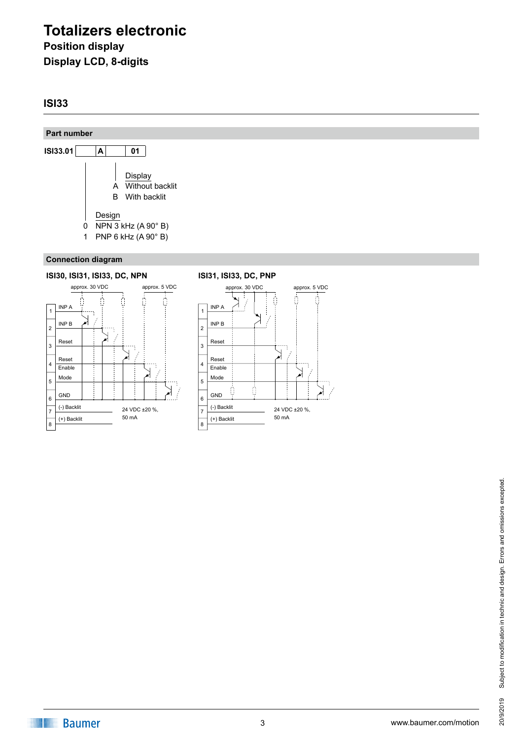# Totalizers electronic

**Position display**

**Display LCD, 8-digits**

## ISI33

### Part number

ISI33.01 | | A | | 01

Display
- A Without backlit
- B With backlit

Design
- 0 NPN 3 kHz (A 90° B)
- 1 PNP 6 kHz (A 90° B)

### Connection diagram

**ISI30, ISI31, ISI33, DC, NPN**

approx. 30 VDC — approx. 5 VDC

| Pin | Assignment |
|---|---|
| 1 | INP A |
| 2 | INP B |
| 3 | Reset |
| 4 | Reset Enable |
| 5 | Mode |
| 6 | GND |
| 7 | (-) Backlit |
| 8 | (+) Backlit |

Backlit: 24 VDC ±20 %, 50 mA

**ISI31, ISI33, DC, PNP**

approx. 30 VDC — approx. 5 VDC

| Pin | Assignment |
|---|---|
| 1 | INP A |
| 2 | INP B |
| 3 | Reset |
| 4 | Reset Enable |
| 5 | Mode |
| 6 | GND |
| 7 | (-) Backlit |
| 8 | (+) Backlit |

Backlit: 24 VDC ±20 %, 50 mA

Subject to modification in technic and design. Errors and omissions excepted.

20/9/2019

www.baumer.com/motion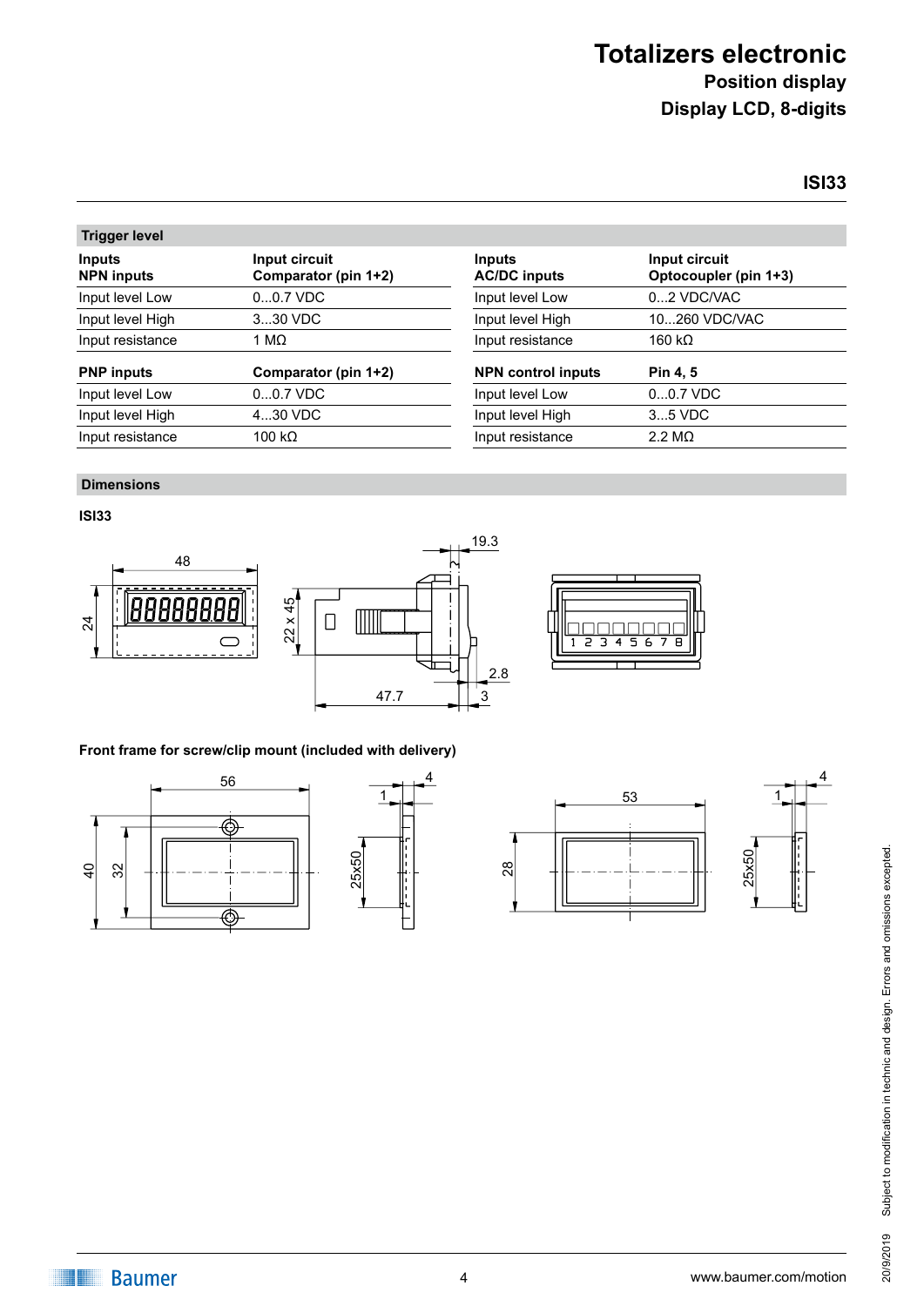# Totalizers electronic

## Position display

## Display LCD, 8-digits

### ISI33

### Trigger level

| Inputs NPN inputs | Input circuit Comparator (pin 1+2) | Inputs AC/DC inputs | Input circuit Optocoupler (pin 1+3) |
|---|---|---|---|
| Input level Low | 0...0.7 VDC | Input level Low | 0...2 VDC/VAC |
| Input level High | 3...30 VDC | Input level High | 10...260 VDC/VAC |
| Input resistance | 1 MΩ | Input resistance | 160 kΩ |

| PNP inputs | Comparator (pin 1+2) | NPN control inputs | Pin 4, 5 |
|---|---|---|---|
| Input level Low | 0...0.7 VDC | Input level Low | 0...0.7 VDC |
| Input level High | 4...30 VDC | Input level High | 3...5 VDC |
| Input resistance | 100 kΩ | Input resistance | 2.2 MΩ |

### Dimensions

**ISI33**

48
24
88888888
22 x 45
19.3
3
2.8
47.7
3
1 2 3 4 5 6 7 8

**Front frame for screw/clip mount (included with delivery)**

56
40
32
4
1
25x50
53
28
4
1
25x50